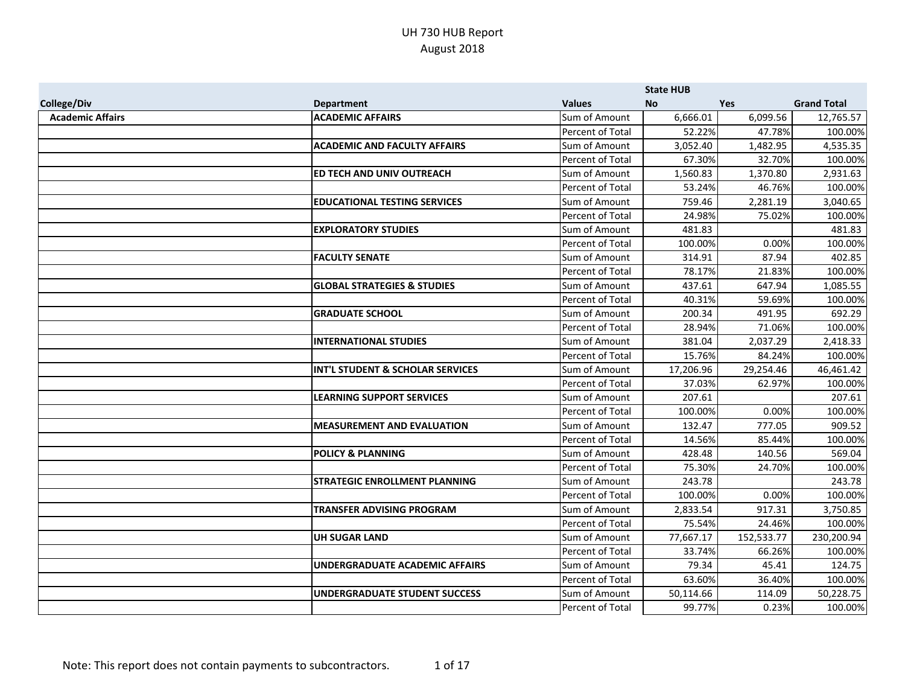# UH 730 HUB Report
## August 2018

| College/Div | Department | Values | State HUB No | Yes | Grand Total |
|---|---|---|---|---|---|
| **Academic Affairs** | **ACADEMIC AFFAIRS** | Sum of Amount | 6,666.01 | 6,099.56 | 12,765.57 |
| | | Percent of Total | 52.22% | 47.78% | 100.00% |
| | **ACADEMIC AND FACULTY AFFAIRS** | Sum of Amount | 3,052.40 | 1,482.95 | 4,535.35 |
| | | Percent of Total | 67.30% | 32.70% | 100.00% |
| | **ED TECH AND UNIV OUTREACH** | Sum of Amount | 1,560.83 | 1,370.80 | 2,931.63 |
| | | Percent of Total | 53.24% | 46.76% | 100.00% |
| | **EDUCATIONAL TESTING SERVICES** | Sum of Amount | 759.46 | 2,281.19 | 3,040.65 |
| | | Percent of Total | 24.98% | 75.02% | 100.00% |
| | **EXPLORATORY STUDIES** | Sum of Amount | 481.83 | | 481.83 |
| | | Percent of Total | 100.00% | 0.00% | 100.00% |
| | **FACULTY SENATE** | Sum of Amount | 314.91 | 87.94 | 402.85 |
| | | Percent of Total | 78.17% | 21.83% | 100.00% |
| | **GLOBAL STRATEGIES & STUDIES** | Sum of Amount | 437.61 | 647.94 | 1,085.55 |
| | | Percent of Total | 40.31% | 59.69% | 100.00% |
| | **GRADUATE SCHOOL** | Sum of Amount | 200.34 | 491.95 | 692.29 |
| | | Percent of Total | 28.94% | 71.06% | 100.00% |
| | **INTERNATIONAL STUDIES** | Sum of Amount | 381.04 | 2,037.29 | 2,418.33 |
| | | Percent of Total | 15.76% | 84.24% | 100.00% |
| | **INT'L STUDENT & SCHOLAR SERVICES** | Sum of Amount | 17,206.96 | 29,254.46 | 46,461.42 |
| | | Percent of Total | 37.03% | 62.97% | 100.00% |
| | **LEARNING SUPPORT SERVICES** | Sum of Amount | 207.61 | | 207.61 |
| | | Percent of Total | 100.00% | 0.00% | 100.00% |
| | **MEASUREMENT AND EVALUATION** | Sum of Amount | 132.47 | 777.05 | 909.52 |
| | | Percent of Total | 14.56% | 85.44% | 100.00% |
| | **POLICY & PLANNING** | Sum of Amount | 428.48 | 140.56 | 569.04 |
| | | Percent of Total | 75.30% | 24.70% | 100.00% |
| | **STRATEGIC ENROLLMENT PLANNING** | Sum of Amount | 243.78 | | 243.78 |
| | | Percent of Total | 100.00% | 0.00% | 100.00% |
| | **TRANSFER ADVISING PROGRAM** | Sum of Amount | 2,833.54 | 917.31 | 3,750.85 |
| | | Percent of Total | 75.54% | 24.46% | 100.00% |
| | **UH SUGAR LAND** | Sum of Amount | 77,667.17 | 152,533.77 | 230,200.94 |
| | | Percent of Total | 33.74% | 66.26% | 100.00% |
| | **UNDERGRADUATE ACADEMIC AFFAIRS** | Sum of Amount | 79.34 | 45.41 | 124.75 |
| | | Percent of Total | 63.60% | 36.40% | 100.00% |
| | **UNDERGRADUATE STUDENT SUCCESS** | Sum of Amount | 50,114.66 | 114.09 | 50,228.75 |
| | | Percent of Total | 99.77% | 0.23% | 100.00% |

Note: This report does not contain payments to subcontractors.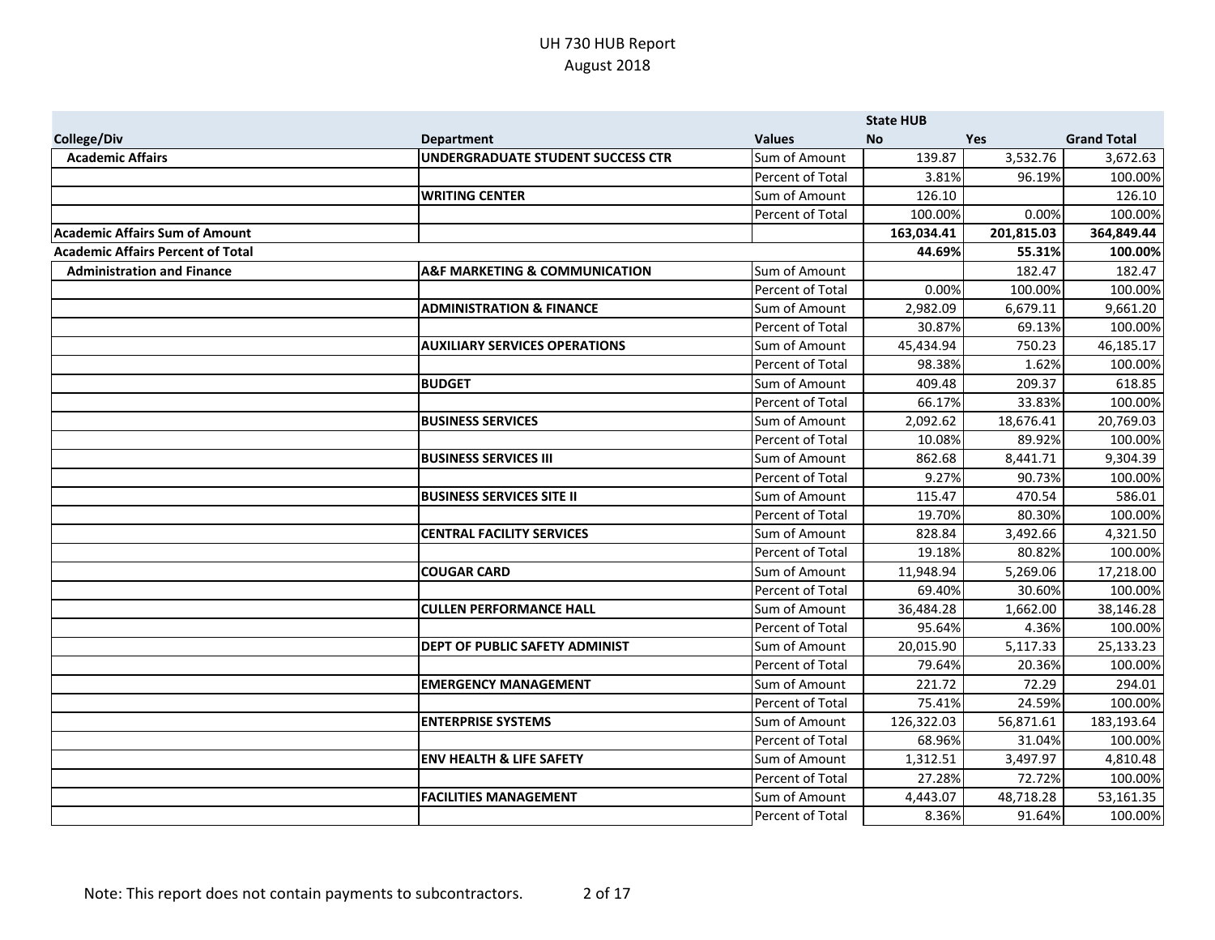# UH 730 HUB Report
## August 2018

| College/Div | Department | Values | State HUB No | Yes | Grand Total |
|---|---|---|---|---|---|
| **Academic Affairs** | **UNDERGRADUATE STUDENT SUCCESS CTR** | Sum of Amount | 139.87 | 3,532.76 | 3,672.63 |
| | | Percent of Total | 3.81% | 96.19% | 100.00% |
| | **WRITING CENTER** | Sum of Amount | 126.10 | | 126.10 |
| | | Percent of Total | 100.00% | 0.00% | 100.00% |
| **Academic Affairs Sum of Amount** | | | **163,034.41** | **201,815.03** | **364,849.44** |
| **Academic Affairs Percent of Total** | | | **44.69%** | **55.31%** | **100.00%** |
| **Administration and Finance** | **A&F MARKETING & COMMUNICATION** | Sum of Amount | | 182.47 | 182.47 |
| | | Percent of Total | 0.00% | 100.00% | 100.00% |
| | **ADMINISTRATION & FINANCE** | Sum of Amount | 2,982.09 | 6,679.11 | 9,661.20 |
| | | Percent of Total | 30.87% | 69.13% | 100.00% |
| | **AUXILIARY SERVICES OPERATIONS** | Sum of Amount | 45,434.94 | 750.23 | 46,185.17 |
| | | Percent of Total | 98.38% | 1.62% | 100.00% |
| | **BUDGET** | Sum of Amount | 409.48 | 209.37 | 618.85 |
| | | Percent of Total | 66.17% | 33.83% | 100.00% |
| | **BUSINESS SERVICES** | Sum of Amount | 2,092.62 | 18,676.41 | 20,769.03 |
| | | Percent of Total | 10.08% | 89.92% | 100.00% |
| | **BUSINESS SERVICES III** | Sum of Amount | 862.68 | 8,441.71 | 9,304.39 |
| | | Percent of Total | 9.27% | 90.73% | 100.00% |
| | **BUSINESS SERVICES SITE II** | Sum of Amount | 115.47 | 470.54 | 586.01 |
| | | Percent of Total | 19.70% | 80.30% | 100.00% |
| | **CENTRAL FACILITY SERVICES** | Sum of Amount | 828.84 | 3,492.66 | 4,321.50 |
| | | Percent of Total | 19.18% | 80.82% | 100.00% |
| | **COUGAR CARD** | Sum of Amount | 11,948.94 | 5,269.06 | 17,218.00 |
| | | Percent of Total | 69.40% | 30.60% | 100.00% |
| | **CULLEN PERFORMANCE HALL** | Sum of Amount | 36,484.28 | 1,662.00 | 38,146.28 |
| | | Percent of Total | 95.64% | 4.36% | 100.00% |
| | **DEPT OF PUBLIC SAFETY ADMINIST** | Sum of Amount | 20,015.90 | 5,117.33 | 25,133.23 |
| | | Percent of Total | 79.64% | 20.36% | 100.00% |
| | **EMERGENCY MANAGEMENT** | Sum of Amount | 221.72 | 72.29 | 294.01 |
| | | Percent of Total | 75.41% | 24.59% | 100.00% |
| | **ENTERPRISE SYSTEMS** | Sum of Amount | 126,322.03 | 56,871.61 | 183,193.64 |
| | | Percent of Total | 68.96% | 31.04% | 100.00% |
| | **ENV HEALTH & LIFE SAFETY** | Sum of Amount | 1,312.51 | 3,497.97 | 4,810.48 |
| | | Percent of Total | 27.28% | 72.72% | 100.00% |
| | **FACILITIES MANAGEMENT** | Sum of Amount | 4,443.07 | 48,718.28 | 53,161.35 |
| | | Percent of Total | 8.36% | 91.64% | 100.00% |

Note: This report does not contain payments to subcontractors.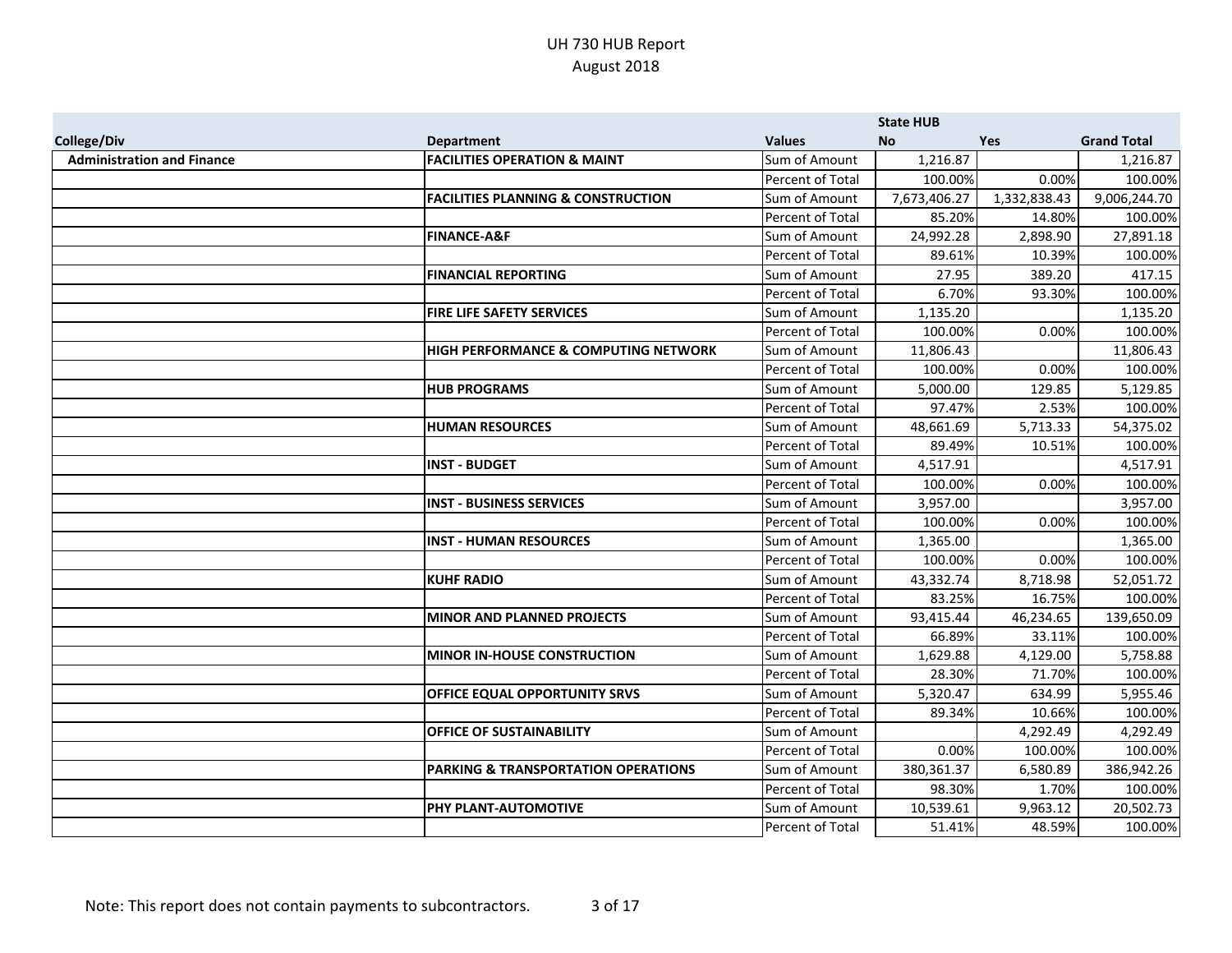UH 730 HUB Report
August 2018

| | | | State HUB | | |
|---|---|---|---|---|---|
| **College/Div** | **Department** | **Values** | **No** | **Yes** | **Grand Total** |
| **Administration and Finance** | **FACILITIES OPERATION & MAINT** | Sum of Amount | 1,216.87 | | 1,216.87 |
| | | Percent of Total | 100.00% | 0.00% | 100.00% |
| | **FACILITIES PLANNING & CONSTRUCTION** | Sum of Amount | 7,673,406.27 | 1,332,838.43 | 9,006,244.70 |
| | | Percent of Total | 85.20% | 14.80% | 100.00% |
| | **FINANCE-A&F** | Sum of Amount | 24,992.28 | 2,898.90 | 27,891.18 |
| | | Percent of Total | 89.61% | 10.39% | 100.00% |
| | **FINANCIAL REPORTING** | Sum of Amount | 27.95 | 389.20 | 417.15 |
| | | Percent of Total | 6.70% | 93.30% | 100.00% |
| | **FIRE LIFE SAFETY SERVICES** | Sum of Amount | 1,135.20 | | 1,135.20 |
| | | Percent of Total | 100.00% | 0.00% | 100.00% |
| | **HIGH PERFORMANCE & COMPUTING NETWORK** | Sum of Amount | 11,806.43 | | 11,806.43 |
| | | Percent of Total | 100.00% | 0.00% | 100.00% |
| | **HUB PROGRAMS** | Sum of Amount | 5,000.00 | 129.85 | 5,129.85 |
| | | Percent of Total | 97.47% | 2.53% | 100.00% |
| | **HUMAN RESOURCES** | Sum of Amount | 48,661.69 | 5,713.33 | 54,375.02 |
| | | Percent of Total | 89.49% | 10.51% | 100.00% |
| | **INST - BUDGET** | Sum of Amount | 4,517.91 | | 4,517.91 |
| | | Percent of Total | 100.00% | 0.00% | 100.00% |
| | **INST - BUSINESS SERVICES** | Sum of Amount | 3,957.00 | | 3,957.00 |
| | | Percent of Total | 100.00% | 0.00% | 100.00% |
| | **INST - HUMAN RESOURCES** | Sum of Amount | 1,365.00 | | 1,365.00 |
| | | Percent of Total | 100.00% | 0.00% | 100.00% |
| | **KUHF RADIO** | Sum of Amount | 43,332.74 | 8,718.98 | 52,051.72 |
| | | Percent of Total | 83.25% | 16.75% | 100.00% |
| | **MINOR AND PLANNED PROJECTS** | Sum of Amount | 93,415.44 | 46,234.65 | 139,650.09 |
| | | Percent of Total | 66.89% | 33.11% | 100.00% |
| | **MINOR IN-HOUSE CONSTRUCTION** | Sum of Amount | 1,629.88 | 4,129.00 | 5,758.88 |
| | | Percent of Total | 28.30% | 71.70% | 100.00% |
| | **OFFICE EQUAL OPPORTUNITY SRVS** | Sum of Amount | 5,320.47 | 634.99 | 5,955.46 |
| | | Percent of Total | 89.34% | 10.66% | 100.00% |
| | **OFFICE OF SUSTAINABILITY** | Sum of Amount | | 4,292.49 | 4,292.49 |
| | | Percent of Total | 0.00% | 100.00% | 100.00% |
| | **PARKING & TRANSPORTATION OPERATIONS** | Sum of Amount | 380,361.37 | 6,580.89 | 386,942.26 |
| | | Percent of Total | 98.30% | 1.70% | 100.00% |
| | **PHY PLANT-AUTOMOTIVE** | Sum of Amount | 10,539.61 | 9,963.12 | 20,502.73 |
| | | Percent of Total | 51.41% | 48.59% | 100.00% |

Note: This report does not contain payments to subcontractors.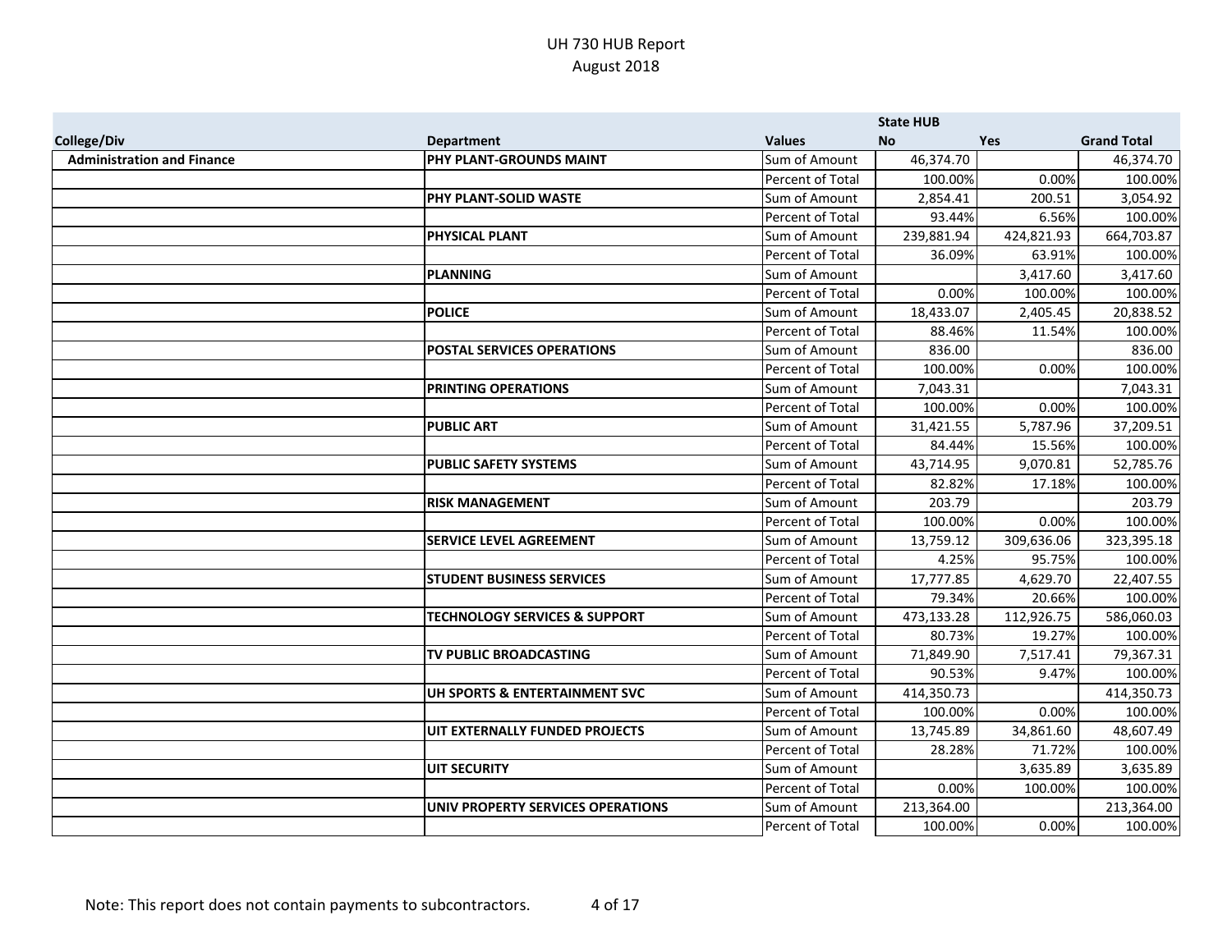# UH 730 HUB Report
## August 2018

| College/Div | Department | Values | State HUB No | Yes | Grand Total |
|---|---|---|---|---|---|
| **Administration and Finance** | **PHY PLANT-GROUNDS MAINT** | Sum of Amount | 46,374.70 | | 46,374.70 |
| | | Percent of Total | 100.00% | 0.00% | 100.00% |
| | **PHY PLANT-SOLID WASTE** | Sum of Amount | 2,854.41 | 200.51 | 3,054.92 |
| | | Percent of Total | 93.44% | 6.56% | 100.00% |
| | **PHYSICAL PLANT** | Sum of Amount | 239,881.94 | 424,821.93 | 664,703.87 |
| | | Percent of Total | 36.09% | 63.91% | 100.00% |
| | **PLANNING** | Sum of Amount | | 3,417.60 | 3,417.60 |
| | | Percent of Total | 0.00% | 100.00% | 100.00% |
| | **POLICE** | Sum of Amount | 18,433.07 | 2,405.45 | 20,838.52 |
| | | Percent of Total | 88.46% | 11.54% | 100.00% |
| | **POSTAL SERVICES OPERATIONS** | Sum of Amount | 836.00 | | 836.00 |
| | | Percent of Total | 100.00% | 0.00% | 100.00% |
| | **PRINTING OPERATIONS** | Sum of Amount | 7,043.31 | | 7,043.31 |
| | | Percent of Total | 100.00% | 0.00% | 100.00% |
| | **PUBLIC ART** | Sum of Amount | 31,421.55 | 5,787.96 | 37,209.51 |
| | | Percent of Total | 84.44% | 15.56% | 100.00% |
| | **PUBLIC SAFETY SYSTEMS** | Sum of Amount | 43,714.95 | 9,070.81 | 52,785.76 |
| | | Percent of Total | 82.82% | 17.18% | 100.00% |
| | **RISK MANAGEMENT** | Sum of Amount | 203.79 | | 203.79 |
| | | Percent of Total | 100.00% | 0.00% | 100.00% |
| | **SERVICE LEVEL AGREEMENT** | Sum of Amount | 13,759.12 | 309,636.06 | 323,395.18 |
| | | Percent of Total | 4.25% | 95.75% | 100.00% |
| | **STUDENT BUSINESS SERVICES** | Sum of Amount | 17,777.85 | 4,629.70 | 22,407.55 |
| | | Percent of Total | 79.34% | 20.66% | 100.00% |
| | **TECHNOLOGY SERVICES & SUPPORT** | Sum of Amount | 473,133.28 | 112,926.75 | 586,060.03 |
| | | Percent of Total | 80.73% | 19.27% | 100.00% |
| | **TV PUBLIC BROADCASTING** | Sum of Amount | 71,849.90 | 7,517.41 | 79,367.31 |
| | | Percent of Total | 90.53% | 9.47% | 100.00% |
| | **UH SPORTS & ENTERTAINMENT SVC** | Sum of Amount | 414,350.73 | | 414,350.73 |
| | | Percent of Total | 100.00% | 0.00% | 100.00% |
| | **UIT EXTERNALLY FUNDED PROJECTS** | Sum of Amount | 13,745.89 | 34,861.60 | 48,607.49 |
| | | Percent of Total | 28.28% | 71.72% | 100.00% |
| | **UIT SECURITY** | Sum of Amount | | 3,635.89 | 3,635.89 |
| | | Percent of Total | 0.00% | 100.00% | 100.00% |
| | **UNIV PROPERTY SERVICES OPERATIONS** | Sum of Amount | 213,364.00 | | 213,364.00 |
| | | Percent of Total | 100.00% | 0.00% | 100.00% |

Note: This report does not contain payments to subcontractors.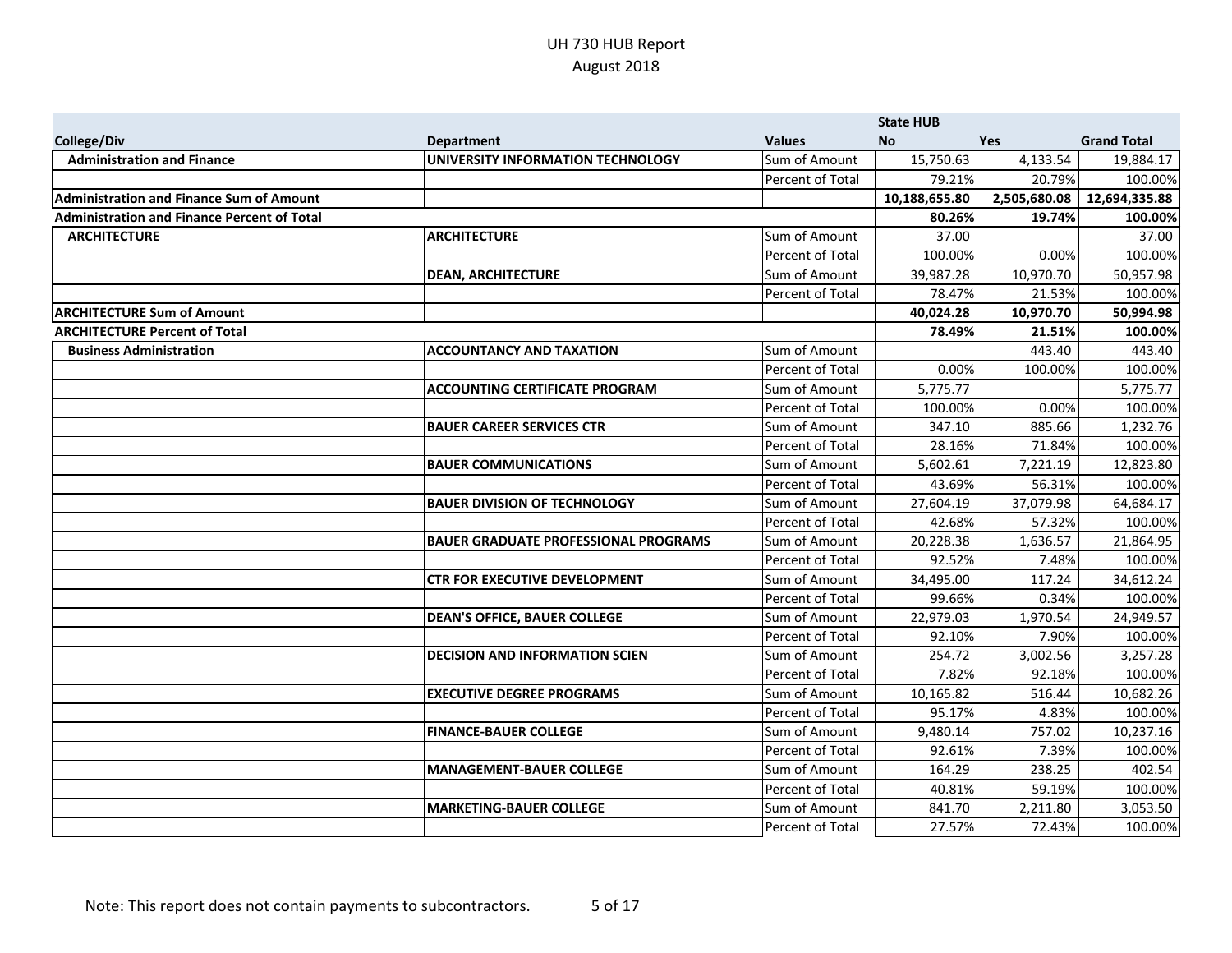# UH 730 HUB Report
## August 2018

| College/Div | Department | Values | State HUB No | Yes | Grand Total |
|---|---|---|---|---|---|
| **Administration and Finance** | **UNIVERSITY INFORMATION TECHNOLOGY** | Sum of Amount | 15,750.63 | 4,133.54 | 19,884.17 |
| | | Percent of Total | 79.21% | 20.79% | 100.00% |
| **Administration and Finance Sum of Amount** | | | **10,188,655.80** | **2,505,680.08** | **12,694,335.88** |
| **Administration and Finance Percent of Total** | | | **80.26%** | **19.74%** | **100.00%** |
| **ARCHITECTURE** | **ARCHITECTURE** | Sum of Amount | 37.00 | | 37.00 |
| | | Percent of Total | 100.00% | 0.00% | 100.00% |
| | **DEAN, ARCHITECTURE** | Sum of Amount | 39,987.28 | 10,970.70 | 50,957.98 |
| | | Percent of Total | 78.47% | 21.53% | 100.00% |
| **ARCHITECTURE Sum of Amount** | | | **40,024.28** | **10,970.70** | **50,994.98** |
| **ARCHITECTURE Percent of Total** | | | **78.49%** | **21.51%** | **100.00%** |
| **Business Administration** | **ACCOUNTANCY AND TAXATION** | Sum of Amount | | 443.40 | 443.40 |
| | | Percent of Total | 0.00% | 100.00% | 100.00% |
| | **ACCOUNTING CERTIFICATE PROGRAM** | Sum of Amount | 5,775.77 | | 5,775.77 |
| | | Percent of Total | 100.00% | 0.00% | 100.00% |
| | **BAUER CAREER SERVICES CTR** | Sum of Amount | 347.10 | 885.66 | 1,232.76 |
| | | Percent of Total | 28.16% | 71.84% | 100.00% |
| | **BAUER COMMUNICATIONS** | Sum of Amount | 5,602.61 | 7,221.19 | 12,823.80 |
| | | Percent of Total | 43.69% | 56.31% | 100.00% |
| | **BAUER DIVISION OF TECHNOLOGY** | Sum of Amount | 27,604.19 | 37,079.98 | 64,684.17 |
| | | Percent of Total | 42.68% | 57.32% | 100.00% |
| | **BAUER GRADUATE PROFESSIONAL PROGRAMS** | Sum of Amount | 20,228.38 | 1,636.57 | 21,864.95 |
| | | Percent of Total | 92.52% | 7.48% | 100.00% |
| | **CTR FOR EXECUTIVE DEVELOPMENT** | Sum of Amount | 34,495.00 | 117.24 | 34,612.24 |
| | | Percent of Total | 99.66% | 0.34% | 100.00% |
| | **DEAN'S OFFICE, BAUER COLLEGE** | Sum of Amount | 22,979.03 | 1,970.54 | 24,949.57 |
| | | Percent of Total | 92.10% | 7.90% | 100.00% |
| | **DECISION AND INFORMATION SCIEN** | Sum of Amount | 254.72 | 3,002.56 | 3,257.28 |
| | | Percent of Total | 7.82% | 92.18% | 100.00% |
| | **EXECUTIVE DEGREE PROGRAMS** | Sum of Amount | 10,165.82 | 516.44 | 10,682.26 |
| | | Percent of Total | 95.17% | 4.83% | 100.00% |
| | **FINANCE-BAUER COLLEGE** | Sum of Amount | 9,480.14 | 757.02 | 10,237.16 |
| | | Percent of Total | 92.61% | 7.39% | 100.00% |
| | **MANAGEMENT-BAUER COLLEGE** | Sum of Amount | 164.29 | 238.25 | 402.54 |
| | | Percent of Total | 40.81% | 59.19% | 100.00% |
| | **MARKETING-BAUER COLLEGE** | Sum of Amount | 841.70 | 2,211.80 | 3,053.50 |
| | | Percent of Total | 27.57% | 72.43% | 100.00% |

Note: This report does not contain payments to subcontractors.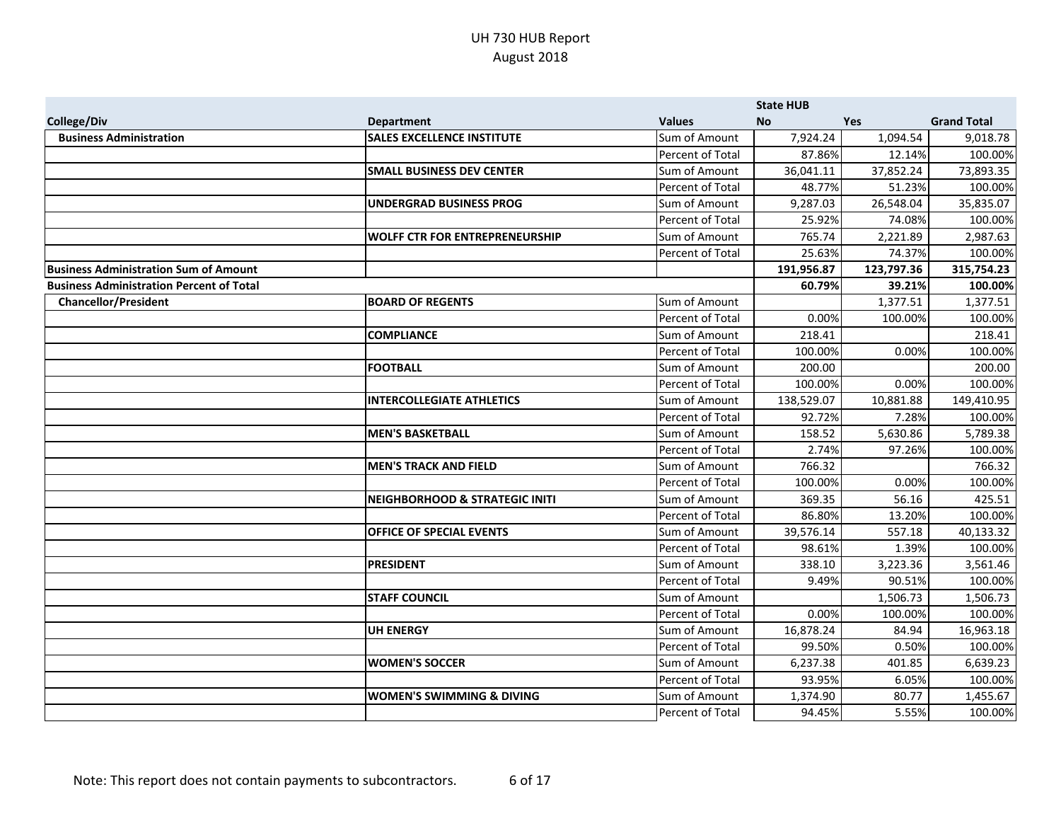# UH 730 HUB Report
## August 2018

| College/Div | Department | Values | State HUB No | Yes | Grand Total |
|---|---|---|---|---|---|
| **Business Administration** | **SALES EXCELLENCE INSTITUTE** | Sum of Amount | 7,924.24 | 1,094.54 | 9,018.78 |
| | | Percent of Total | 87.86% | 12.14% | 100.00% |
| | **SMALL BUSINESS DEV CENTER** | Sum of Amount | 36,041.11 | 37,852.24 | 73,893.35 |
| | | Percent of Total | 48.77% | 51.23% | 100.00% |
| | **UNDERGRAD BUSINESS PROG** | Sum of Amount | 9,287.03 | 26,548.04 | 35,835.07 |
| | | Percent of Total | 25.92% | 74.08% | 100.00% |
| | **WOLFF CTR FOR ENTREPRENEURSHIP** | Sum of Amount | 765.74 | 2,221.89 | 2,987.63 |
| | | Percent of Total | 25.63% | 74.37% | 100.00% |
| **Business Administration Sum of Amount** | | | **191,956.87** | **123,797.36** | **315,754.23** |
| **Business Administration Percent of Total** | | | **60.79%** | **39.21%** | **100.00%** |
| **Chancellor/President** | **BOARD OF REGENTS** | Sum of Amount | | 1,377.51 | 1,377.51 |
| | | Percent of Total | 0.00% | 100.00% | 100.00% |
| | **COMPLIANCE** | Sum of Amount | 218.41 | | 218.41 |
| | | Percent of Total | 100.00% | 0.00% | 100.00% |
| | **FOOTBALL** | Sum of Amount | 200.00 | | 200.00 |
| | | Percent of Total | 100.00% | 0.00% | 100.00% |
| | **INTERCOLLEGIATE ATHLETICS** | Sum of Amount | 138,529.07 | 10,881.88 | 149,410.95 |
| | | Percent of Total | 92.72% | 7.28% | 100.00% |
| | **MEN'S BASKETBALL** | Sum of Amount | 158.52 | 5,630.86 | 5,789.38 |
| | | Percent of Total | 2.74% | 97.26% | 100.00% |
| | **MEN'S TRACK AND FIELD** | Sum of Amount | 766.32 | | 766.32 |
| | | Percent of Total | 100.00% | 0.00% | 100.00% |
| | **NEIGHBORHOOD & STRATEGIC INITI** | Sum of Amount | 369.35 | 56.16 | 425.51 |
| | | Percent of Total | 86.80% | 13.20% | 100.00% |
| | **OFFICE OF SPECIAL EVENTS** | Sum of Amount | 39,576.14 | 557.18 | 40,133.32 |
| | | Percent of Total | 98.61% | 1.39% | 100.00% |
| | **PRESIDENT** | Sum of Amount | 338.10 | 3,223.36 | 3,561.46 |
| | | Percent of Total | 9.49% | 90.51% | 100.00% |
| | **STAFF COUNCIL** | Sum of Amount | | 1,506.73 | 1,506.73 |
| | | Percent of Total | 0.00% | 100.00% | 100.00% |
| | **UH ENERGY** | Sum of Amount | 16,878.24 | 84.94 | 16,963.18 |
| | | Percent of Total | 99.50% | 0.50% | 100.00% |
| | **WOMEN'S SOCCER** | Sum of Amount | 6,237.38 | 401.85 | 6,639.23 |
| | | Percent of Total | 93.95% | 6.05% | 100.00% |
| | **WOMEN'S SWIMMING & DIVING** | Sum of Amount | 1,374.90 | 80.77 | 1,455.67 |
| | | Percent of Total | 94.45% | 5.55% | 100.00% |

Note: This report does not contain payments to subcontractors.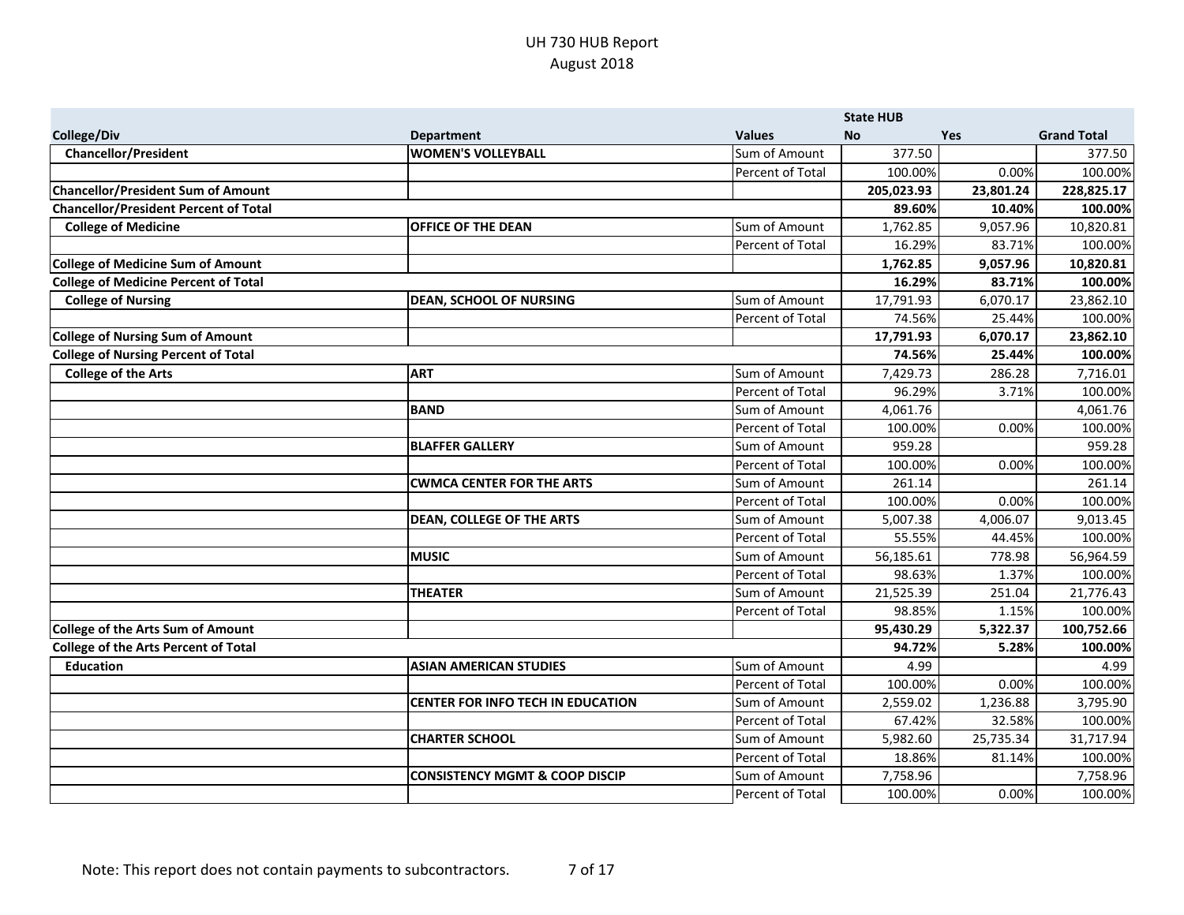# UH 730 HUB Report
## August 2018

| College/Div | Department | Values | State HUB No | Yes | Grand Total |
|---|---|---|---|---|---|
| **Chancellor/President** | **WOMEN'S VOLLEYBALL** | Sum of Amount | 377.50 | | 377.50 |
| | | Percent of Total | 100.00% | 0.00% | 100.00% |
| **Chancellor/President Sum of Amount** | | | **205,023.93** | **23,801.24** | **228,825.17** |
| **Chancellor/President Percent of Total** | | | **89.60%** | **10.40%** | **100.00%** |
| **College of Medicine** | **OFFICE OF THE DEAN** | Sum of Amount | 1,762.85 | 9,057.96 | 10,820.81 |
| | | Percent of Total | 16.29% | 83.71% | 100.00% |
| **College of Medicine Sum of Amount** | | | **1,762.85** | **9,057.96** | **10,820.81** |
| **College of Medicine Percent of Total** | | | **16.29%** | **83.71%** | **100.00%** |
| **College of Nursing** | **DEAN, SCHOOL OF NURSING** | Sum of Amount | 17,791.93 | 6,070.17 | 23,862.10 |
| | | Percent of Total | 74.56% | 25.44% | 100.00% |
| **College of Nursing Sum of Amount** | | | **17,791.93** | **6,070.17** | **23,862.10** |
| **College of Nursing Percent of Total** | | | **74.56%** | **25.44%** | **100.00%** |
| **College of the Arts** | **ART** | Sum of Amount | 7,429.73 | 286.28 | 7,716.01 |
| | | Percent of Total | 96.29% | 3.71% | 100.00% |
| | **BAND** | Sum of Amount | 4,061.76 | | 4,061.76 |
| | | Percent of Total | 100.00% | 0.00% | 100.00% |
| | **BLAFFER GALLERY** | Sum of Amount | 959.28 | | 959.28 |
| | | Percent of Total | 100.00% | 0.00% | 100.00% |
| | **CWMCA CENTER FOR THE ARTS** | Sum of Amount | 261.14 | | 261.14 |
| | | Percent of Total | 100.00% | 0.00% | 100.00% |
| | **DEAN, COLLEGE OF THE ARTS** | Sum of Amount | 5,007.38 | 4,006.07 | 9,013.45 |
| | | Percent of Total | 55.55% | 44.45% | 100.00% |
| | **MUSIC** | Sum of Amount | 56,185.61 | 778.98 | 56,964.59 |
| | | Percent of Total | 98.63% | 1.37% | 100.00% |
| | **THEATER** | Sum of Amount | 21,525.39 | 251.04 | 21,776.43 |
| | | Percent of Total | 98.85% | 1.15% | 100.00% |
| **College of the Arts Sum of Amount** | | | **95,430.29** | **5,322.37** | **100,752.66** |
| **College of the Arts Percent of Total** | | | **94.72%** | **5.28%** | **100.00%** |
| **Education** | **ASIAN AMERICAN STUDIES** | Sum of Amount | 4.99 | | 4.99 |
| | | Percent of Total | 100.00% | 0.00% | 100.00% |
| | **CENTER FOR INFO TECH IN EDUCATION** | Sum of Amount | 2,559.02 | 1,236.88 | 3,795.90 |
| | | Percent of Total | 67.42% | 32.58% | 100.00% |
| | **CHARTER SCHOOL** | Sum of Amount | 5,982.60 | 25,735.34 | 31,717.94 |
| | | Percent of Total | 18.86% | 81.14% | 100.00% |
| | **CONSISTENCY MGMT & COOP DISCIP** | Sum of Amount | 7,758.96 | | 7,758.96 |
| | | Percent of Total | 100.00% | 0.00% | 100.00% |

Note: This report does not contain payments to subcontractors.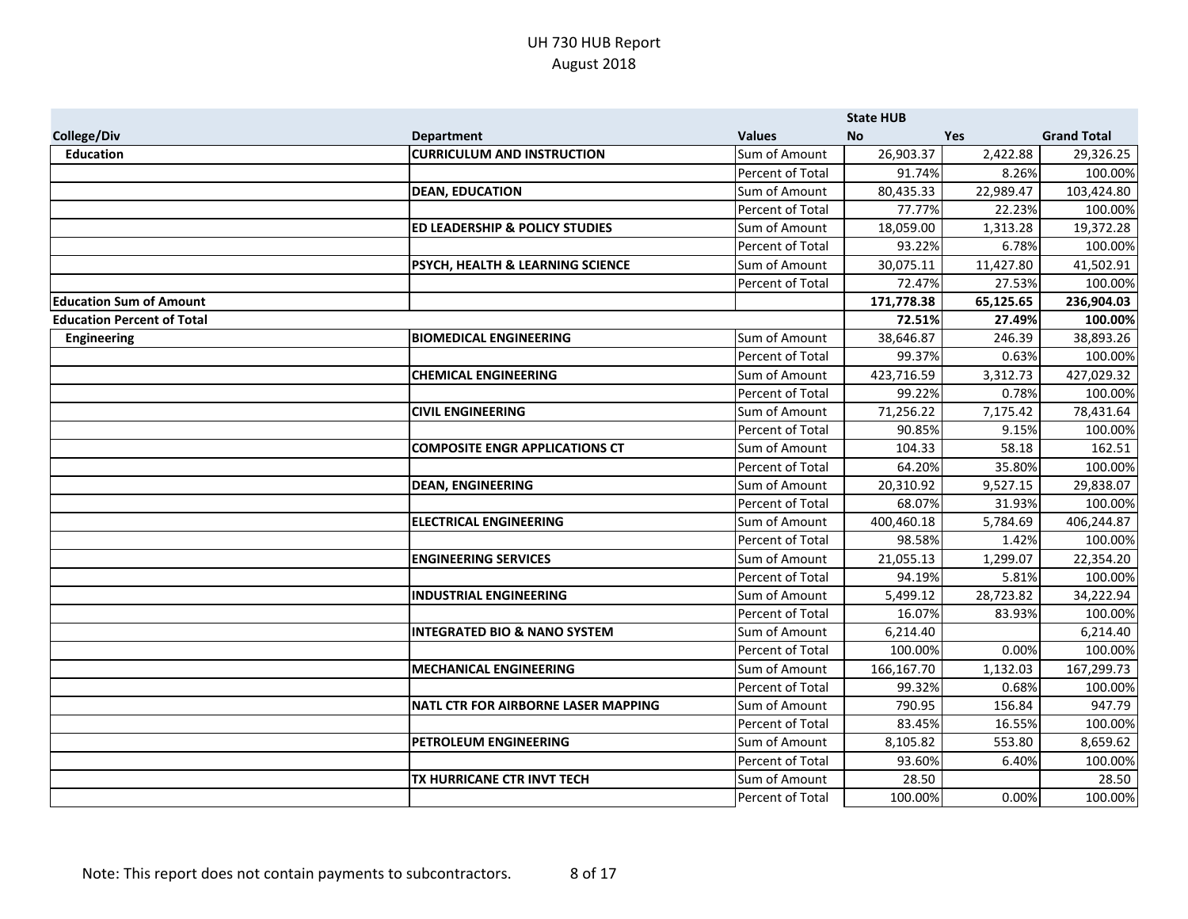# UH 730 HUB Report
## August 2018

| | | | State HUB | | |
|---|---|---|---|---|---|
| **College/Div** | **Department** | **Values** | **No** | **Yes** | **Grand Total** |
| **Education** | **CURRICULUM AND INSTRUCTION** | Sum of Amount | 26,903.37 | 2,422.88 | 29,326.25 |
| | | Percent of Total | 91.74% | 8.26% | 100.00% |
| | **DEAN, EDUCATION** | Sum of Amount | 80,435.33 | 22,989.47 | 103,424.80 |
| | | Percent of Total | 77.77% | 22.23% | 100.00% |
| | **ED LEADERSHIP & POLICY STUDIES** | Sum of Amount | 18,059.00 | 1,313.28 | 19,372.28 |
| | | Percent of Total | 93.22% | 6.78% | 100.00% |
| | **PSYCH, HEALTH & LEARNING SCIENCE** | Sum of Amount | 30,075.11 | 11,427.80 | 41,502.91 |
| | | Percent of Total | 72.47% | 27.53% | 100.00% |
| **Education Sum of Amount** | | | **171,778.38** | **65,125.65** | **236,904.03** |
| **Education Percent of Total** | | | **72.51%** | **27.49%** | **100.00%** |
| **Engineering** | **BIOMEDICAL ENGINEERING** | Sum of Amount | 38,646.87 | 246.39 | 38,893.26 |
| | | Percent of Total | 99.37% | 0.63% | 100.00% |
| | **CHEMICAL ENGINEERING** | Sum of Amount | 423,716.59 | 3,312.73 | 427,029.32 |
| | | Percent of Total | 99.22% | 0.78% | 100.00% |
| | **CIVIL ENGINEERING** | Sum of Amount | 71,256.22 | 7,175.42 | 78,431.64 |
| | | Percent of Total | 90.85% | 9.15% | 100.00% |
| | **COMPOSITE ENGR APPLICATIONS CT** | Sum of Amount | 104.33 | 58.18 | 162.51 |
| | | Percent of Total | 64.20% | 35.80% | 100.00% |
| | **DEAN, ENGINEERING** | Sum of Amount | 20,310.92 | 9,527.15 | 29,838.07 |
| | | Percent of Total | 68.07% | 31.93% | 100.00% |
| | **ELECTRICAL ENGINEERING** | Sum of Amount | 400,460.18 | 5,784.69 | 406,244.87 |
| | | Percent of Total | 98.58% | 1.42% | 100.00% |
| | **ENGINEERING SERVICES** | Sum of Amount | 21,055.13 | 1,299.07 | 22,354.20 |
| | | Percent of Total | 94.19% | 5.81% | 100.00% |
| | **INDUSTRIAL ENGINEERING** | Sum of Amount | 5,499.12 | 28,723.82 | 34,222.94 |
| | | Percent of Total | 16.07% | 83.93% | 100.00% |
| | **INTEGRATED BIO & NANO SYSTEM** | Sum of Amount | 6,214.40 | | 6,214.40 |
| | | Percent of Total | 100.00% | 0.00% | 100.00% |
| | **MECHANICAL ENGINEERING** | Sum of Amount | 166,167.70 | 1,132.03 | 167,299.73 |
| | | Percent of Total | 99.32% | 0.68% | 100.00% |
| | **NATL CTR FOR AIRBORNE LASER MAPPING** | Sum of Amount | 790.95 | 156.84 | 947.79 |
| | | Percent of Total | 83.45% | 16.55% | 100.00% |
| | **PETROLEUM ENGINEERING** | Sum of Amount | 8,105.82 | 553.80 | 8,659.62 |
| | | Percent of Total | 93.60% | 6.40% | 100.00% |
| | **TX HURRICANE CTR INVT TECH** | Sum of Amount | 28.50 | | 28.50 |
| | | Percent of Total | 100.00% | 0.00% | 100.00% |

Note: This report does not contain payments to subcontractors.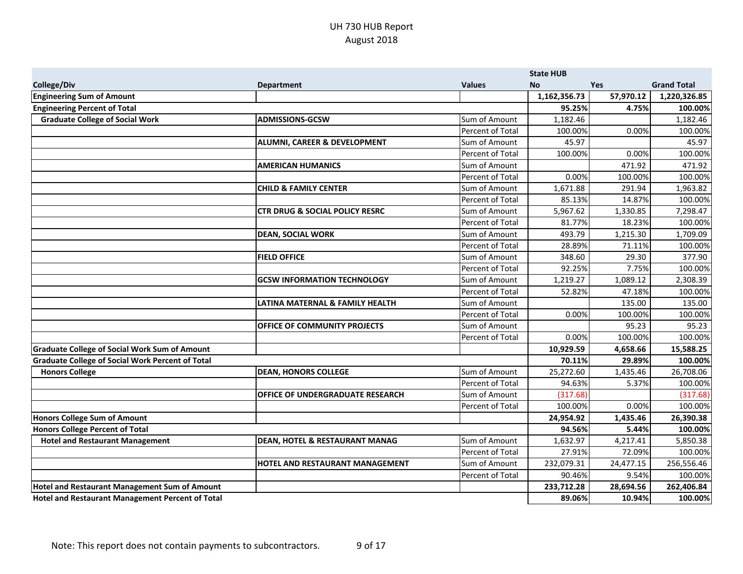# UH 730 HUB Report
## August 2018

| College/Div | Department | Values | State HUB No | Yes | Grand Total |
|---|---|---|---|---|---|
| **Engineering Sum of Amount** | | | **1,162,356.73** | **57,970.12** | **1,220,326.85** |
| **Engineering Percent of Total** | | | **95.25%** | **4.75%** | **100.00%** |
| **Graduate College of Social Work** | **ADMISSIONS-GCSW** | Sum of Amount | 1,182.46 | | 1,182.46 |
| | | Percent of Total | 100.00% | 0.00% | 100.00% |
| | **ALUMNI, CAREER & DEVELOPMENT** | Sum of Amount | 45.97 | | 45.97 |
| | | Percent of Total | 100.00% | 0.00% | 100.00% |
| | **AMERICAN HUMANICS** | Sum of Amount | | 471.92 | 471.92 |
| | | Percent of Total | 0.00% | 100.00% | 100.00% |
| | **CHILD & FAMILY CENTER** | Sum of Amount | 1,671.88 | 291.94 | 1,963.82 |
| | | Percent of Total | 85.13% | 14.87% | 100.00% |
| | **CTR DRUG & SOCIAL POLICY RESRC** | Sum of Amount | 5,967.62 | 1,330.85 | 7,298.47 |
| | | Percent of Total | 81.77% | 18.23% | 100.00% |
| | **DEAN, SOCIAL WORK** | Sum of Amount | 493.79 | 1,215.30 | 1,709.09 |
| | | Percent of Total | 28.89% | 71.11% | 100.00% |
| | **FIELD OFFICE** | Sum of Amount | 348.60 | 29.30 | 377.90 |
| | | Percent of Total | 92.25% | 7.75% | 100.00% |
| | **GCSW INFORMATION TECHNOLOGY** | Sum of Amount | 1,219.27 | 1,089.12 | 2,308.39 |
| | | Percent of Total | 52.82% | 47.18% | 100.00% |
| | **LATINA MATERNAL & FAMILY HEALTH** | Sum of Amount | | 135.00 | 135.00 |
| | | Percent of Total | 0.00% | 100.00% | 100.00% |
| | **OFFICE OF COMMUNITY PROJECTS** | Sum of Amount | | 95.23 | 95.23 |
| | | Percent of Total | 0.00% | 100.00% | 100.00% |
| **Graduate College of Social Work Sum of Amount** | | | **10,929.59** | **4,658.66** | **15,588.25** |
| **Graduate College of Social Work Percent of Total** | | | **70.11%** | **29.89%** | **100.00%** |
| **Honors College** | **DEAN, HONORS COLLEGE** | Sum of Amount | 25,272.60 | 1,435.46 | 26,708.06 |
| | | Percent of Total | 94.63% | 5.37% | 100.00% |
| | **OFFICE OF UNDERGRADUATE RESEARCH** | Sum of Amount | (317.68) | | (317.68) |
| | | Percent of Total | 100.00% | 0.00% | 100.00% |
| **Honors College Sum of Amount** | | | **24,954.92** | **1,435.46** | **26,390.38** |
| **Honors College Percent of Total** | | | **94.56%** | **5.44%** | **100.00%** |
| **Hotel and Restaurant Management** | **DEAN, HOTEL & RESTAURANT MANAG** | Sum of Amount | 1,632.97 | 4,217.41 | 5,850.38 |
| | | Percent of Total | 27.91% | 72.09% | 100.00% |
| | **HOTEL AND RESTAURANT MANAGEMENT** | Sum of Amount | 232,079.31 | 24,477.15 | 256,556.46 |
| | | Percent of Total | 90.46% | 9.54% | 100.00% |
| **Hotel and Restaurant Management Sum of Amount** | | | **233,712.28** | **28,694.56** | **262,406.84** |
| **Hotel and Restaurant Management Percent of Total** | | | **89.06%** | **10.94%** | **100.00%** |

Note: This report does not contain payments to subcontractors.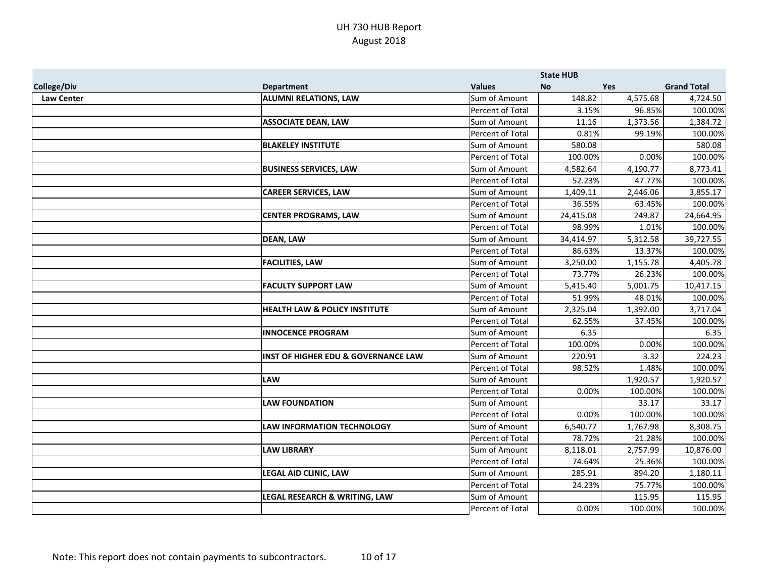# UH 730 HUB Report
## August 2018

| College/Div | Department | Values | State HUB No | Yes | Grand Total |
|---|---|---|---|---|---|
| **Law Center** | **ALUMNI RELATIONS, LAW** | Sum of Amount | 148.82 | 4,575.68 | 4,724.50 |
| | | Percent of Total | 3.15% | 96.85% | 100.00% |
| | **ASSOCIATE DEAN, LAW** | Sum of Amount | 11.16 | 1,373.56 | 1,384.72 |
| | | Percent of Total | 0.81% | 99.19% | 100.00% |
| | **BLAKELEY INSTITUTE** | Sum of Amount | 580.08 | | 580.08 |
| | | Percent of Total | 100.00% | 0.00% | 100.00% |
| | **BUSINESS SERVICES, LAW** | Sum of Amount | 4,582.64 | 4,190.77 | 8,773.41 |
| | | Percent of Total | 52.23% | 47.77% | 100.00% |
| | **CAREER SERVICES, LAW** | Sum of Amount | 1,409.11 | 2,446.06 | 3,855.17 |
| | | Percent of Total | 36.55% | 63.45% | 100.00% |
| | **CENTER PROGRAMS, LAW** | Sum of Amount | 24,415.08 | 249.87 | 24,664.95 |
| | | Percent of Total | 98.99% | 1.01% | 100.00% |
| | **DEAN, LAW** | Sum of Amount | 34,414.97 | 5,312.58 | 39,727.55 |
| | | Percent of Total | 86.63% | 13.37% | 100.00% |
| | **FACILITIES, LAW** | Sum of Amount | 3,250.00 | 1,155.78 | 4,405.78 |
| | | Percent of Total | 73.77% | 26.23% | 100.00% |
| | **FACULTY SUPPORT LAW** | Sum of Amount | 5,415.40 | 5,001.75 | 10,417.15 |
| | | Percent of Total | 51.99% | 48.01% | 100.00% |
| | **HEALTH LAW & POLICY INSTITUTE** | Sum of Amount | 2,325.04 | 1,392.00 | 3,717.04 |
| | | Percent of Total | 62.55% | 37.45% | 100.00% |
| | **INNOCENCE PROGRAM** | Sum of Amount | 6.35 | | 6.35 |
| | | Percent of Total | 100.00% | 0.00% | 100.00% |
| | **INST OF HIGHER EDU & GOVERNANCE LAW** | Sum of Amount | 220.91 | 3.32 | 224.23 |
| | | Percent of Total | 98.52% | 1.48% | 100.00% |
| | **LAW** | Sum of Amount | | 1,920.57 | 1,920.57 |
| | | Percent of Total | 0.00% | 100.00% | 100.00% |
| | **LAW FOUNDATION** | Sum of Amount | | 33.17 | 33.17 |
| | | Percent of Total | 0.00% | 100.00% | 100.00% |
| | **LAW INFORMATION TECHNOLOGY** | Sum of Amount | 6,540.77 | 1,767.98 | 8,308.75 |
| | | Percent of Total | 78.72% | 21.28% | 100.00% |
| | **LAW LIBRARY** | Sum of Amount | 8,118.01 | 2,757.99 | 10,876.00 |
| | | Percent of Total | 74.64% | 25.36% | 100.00% |
| | **LEGAL AID CLINIC, LAW** | Sum of Amount | 285.91 | 894.20 | 1,180.11 |
| | | Percent of Total | 24.23% | 75.77% | 100.00% |
| | **LEGAL RESEARCH & WRITING, LAW** | Sum of Amount | | 115.95 | 115.95 |
| | | Percent of Total | 0.00% | 100.00% | 100.00% |

Note: This report does not contain payments to subcontractors.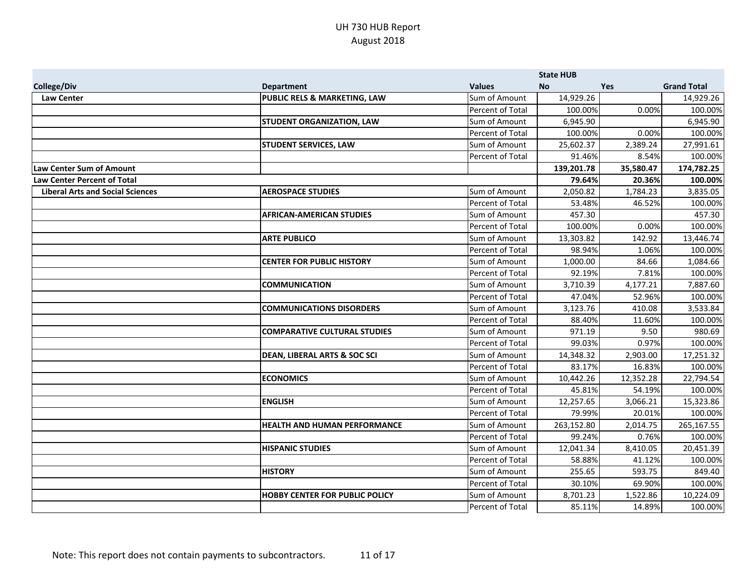# UH 730 HUB Report

August 2018

| College/Div | Department | Values | State HUB No | Yes | Grand Total |
|---|---|---|---|---|---|
| Law Center | PUBLIC RELS & MARKETING, LAW | Sum of Amount | 14,929.26 | | 14,929.26 |
| | | Percent of Total | 100.00% | 0.00% | 100.00% |
| | STUDENT ORGANIZATION, LAW | Sum of Amount | 6,945.90 | | 6,945.90 |
| | | Percent of Total | 100.00% | 0.00% | 100.00% |
| | STUDENT SERVICES, LAW | Sum of Amount | 25,602.37 | 2,389.24 | 27,991.61 |
| | | Percent of Total | 91.46% | 8.54% | 100.00% |
| **Law Center Sum of Amount** | | | **139,201.78** | **35,580.47** | **174,782.25** |
| **Law Center Percent of Total** | | | **79.64%** | **20.36%** | **100.00%** |
| Liberal Arts and Social Sciences | AEROSPACE STUDIES | Sum of Amount | 2,050.82 | 1,784.23 | 3,835.05 |
| | | Percent of Total | 53.48% | 46.52% | 100.00% |
| | AFRICAN-AMERICAN STUDIES | Sum of Amount | 457.30 | | 457.30 |
| | | Percent of Total | 100.00% | 0.00% | 100.00% |
| | ARTE PUBLICO | Sum of Amount | 13,303.82 | 142.92 | 13,446.74 |
| | | Percent of Total | 98.94% | 1.06% | 100.00% |
| | CENTER FOR PUBLIC HISTORY | Sum of Amount | 1,000.00 | 84.66 | 1,084.66 |
| | | Percent of Total | 92.19% | 7.81% | 100.00% |
| | COMMUNICATION | Sum of Amount | 3,710.39 | 4,177.21 | 7,887.60 |
| | | Percent of Total | 47.04% | 52.96% | 100.00% |
| | COMMUNICATIONS DISORDERS | Sum of Amount | 3,123.76 | 410.08 | 3,533.84 |
| | | Percent of Total | 88.40% | 11.60% | 100.00% |
| | COMPARATIVE CULTURAL STUDIES | Sum of Amount | 971.19 | 9.50 | 980.69 |
| | | Percent of Total | 99.03% | 0.97% | 100.00% |
| | DEAN, LIBERAL ARTS & SOC SCI | Sum of Amount | 14,348.32 | 2,903.00 | 17,251.32 |
| | | Percent of Total | 83.17% | 16.83% | 100.00% |
| | ECONOMICS | Sum of Amount | 10,442.26 | 12,352.28 | 22,794.54 |
| | | Percent of Total | 45.81% | 54.19% | 100.00% |
| | ENGLISH | Sum of Amount | 12,257.65 | 3,066.21 | 15,323.86 |
| | | Percent of Total | 79.99% | 20.01% | 100.00% |
| | HEALTH AND HUMAN PERFORMANCE | Sum of Amount | 263,152.80 | 2,014.75 | 265,167.55 |
| | | Percent of Total | 99.24% | 0.76% | 100.00% |
| | HISPANIC STUDIES | Sum of Amount | 12,041.34 | 8,410.05 | 20,451.39 |
| | | Percent of Total | 58.88% | 41.12% | 100.00% |
| | HISTORY | Sum of Amount | 255.65 | 593.75 | 849.40 |
| | | Percent of Total | 30.10% | 69.90% | 100.00% |
| | HOBBY CENTER FOR PUBLIC POLICY | Sum of Amount | 8,701.23 | 1,522.86 | 10,224.09 |
| | | Percent of Total | 85.11% | 14.89% | 100.00% |

Note: This report does not contain payments to subcontractors.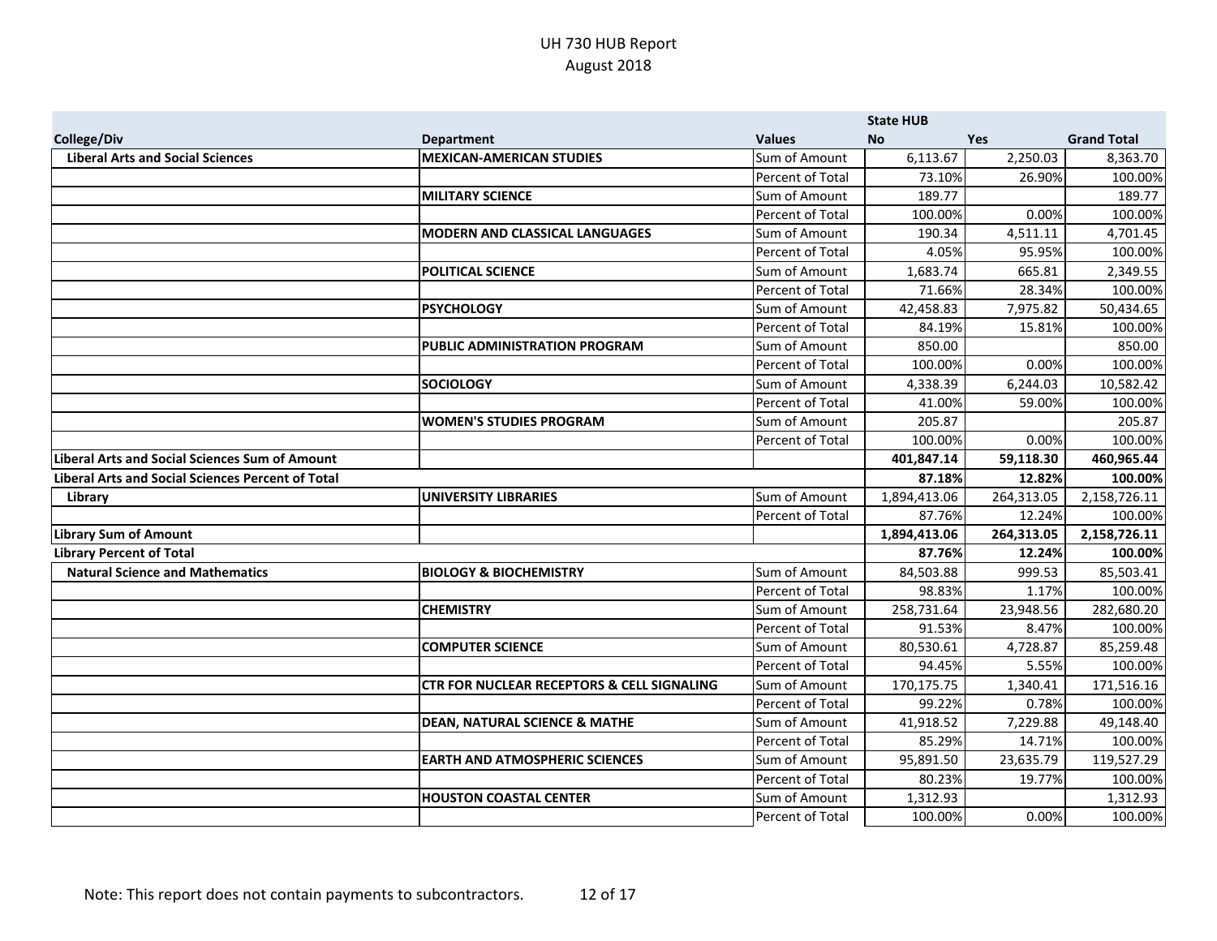# UH 730 HUB Report
August 2018

| College/Div | Department | Values | State HUB No | Yes | Grand Total |
|---|---|---|---|---|---|
| Liberal Arts and Social Sciences | MEXICAN-AMERICAN STUDIES | Sum of Amount | 6,113.67 | 2,250.03 | 8,363.70 |
| | | Percent of Total | 73.10% | 26.90% | 100.00% |
| | MILITARY SCIENCE | Sum of Amount | 189.77 | | 189.77 |
| | | Percent of Total | 100.00% | 0.00% | 100.00% |
| | MODERN AND CLASSICAL LANGUAGES | Sum of Amount | 190.34 | 4,511.11 | 4,701.45 |
| | | Percent of Total | 4.05% | 95.95% | 100.00% |
| | POLITICAL SCIENCE | Sum of Amount | 1,683.74 | 665.81 | 2,349.55 |
| | | Percent of Total | 71.66% | 28.34% | 100.00% |
| | PSYCHOLOGY | Sum of Amount | 42,458.83 | 7,975.82 | 50,434.65 |
| | | Percent of Total | 84.19% | 15.81% | 100.00% |
| | PUBLIC ADMINISTRATION PROGRAM | Sum of Amount | 850.00 | | 850.00 |
| | | Percent of Total | 100.00% | 0.00% | 100.00% |
| | SOCIOLOGY | Sum of Amount | 4,338.39 | 6,244.03 | 10,582.42 |
| | | Percent of Total | 41.00% | 59.00% | 100.00% |
| | WOMEN'S STUDIES PROGRAM | Sum of Amount | 205.87 | | 205.87 |
| | | Percent of Total | 100.00% | 0.00% | 100.00% |
| **Liberal Arts and Social Sciences Sum of Amount** | | | **401,847.14** | **59,118.30** | **460,965.44** |
| **Liberal Arts and Social Sciences Percent of Total** | | | **87.18%** | **12.82%** | **100.00%** |
| Library | UNIVERSITY LIBRARIES | Sum of Amount | 1,894,413.06 | 264,313.05 | 2,158,726.11 |
| | | Percent of Total | 87.76% | 12.24% | 100.00% |
| **Library Sum of Amount** | | | **1,894,413.06** | **264,313.05** | **2,158,726.11** |
| **Library Percent of Total** | | | **87.76%** | **12.24%** | **100.00%** |
| Natural Science and Mathematics | BIOLOGY & BIOCHEMISTRY | Sum of Amount | 84,503.88 | 999.53 | 85,503.41 |
| | | Percent of Total | 98.83% | 1.17% | 100.00% |
| | CHEMISTRY | Sum of Amount | 258,731.64 | 23,948.56 | 282,680.20 |
| | | Percent of Total | 91.53% | 8.47% | 100.00% |
| | COMPUTER SCIENCE | Sum of Amount | 80,530.61 | 4,728.87 | 85,259.48 |
| | | Percent of Total | 94.45% | 5.55% | 100.00% |
| | CTR FOR NUCLEAR RECEPTORS & CELL SIGNALING | Sum of Amount | 170,175.75 | 1,340.41 | 171,516.16 |
| | | Percent of Total | 99.22% | 0.78% | 100.00% |
| | DEAN, NATURAL SCIENCE & MATHE | Sum of Amount | 41,918.52 | 7,229.88 | 49,148.40 |
| | | Percent of Total | 85.29% | 14.71% | 100.00% |
| | EARTH AND ATMOSPHERIC SCIENCES | Sum of Amount | 95,891.50 | 23,635.79 | 119,527.29 |
| | | Percent of Total | 80.23% | 19.77% | 100.00% |
| | HOUSTON COASTAL CENTER | Sum of Amount | 1,312.93 | | 1,312.93 |
| | | Percent of Total | 100.00% | 0.00% | 100.00% |

Note: This report does not contain payments to subcontractors.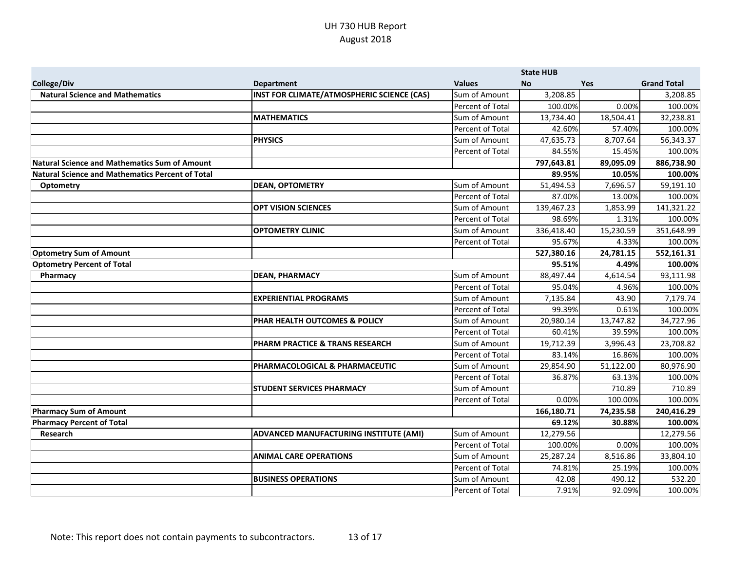# UH 730 HUB Report
## August 2018

| | | | State HUB | | |
|---|---|---|---|---|---|
| **College/Div** | **Department** | **Values** | **No** | **Yes** | **Grand Total** |
| **Natural Science and Mathematics** | **INST FOR CLIMATE/ATMOSPHERIC SCIENCE (CAS)** | Sum of Amount | 3,208.85 | | 3,208.85 |
| | | Percent of Total | 100.00% | 0.00% | 100.00% |
| | **MATHEMATICS** | Sum of Amount | 13,734.40 | 18,504.41 | 32,238.81 |
| | | Percent of Total | 42.60% | 57.40% | 100.00% |
| | **PHYSICS** | Sum of Amount | 47,635.73 | 8,707.64 | 56,343.37 |
| | | Percent of Total | 84.55% | 15.45% | 100.00% |
| **Natural Science and Mathematics Sum of Amount** | | | **797,643.81** | **89,095.09** | **886,738.90** |
| **Natural Science and Mathematics Percent of Total** | | | **89.95%** | **10.05%** | **100.00%** |
| **Optometry** | **DEAN, OPTOMETRY** | Sum of Amount | 51,494.53 | 7,696.57 | 59,191.10 |
| | | Percent of Total | 87.00% | 13.00% | 100.00% |
| | **OPT VISION SCIENCES** | Sum of Amount | 139,467.23 | 1,853.99 | 141,321.22 |
| | | Percent of Total | 98.69% | 1.31% | 100.00% |
| | **OPTOMETRY CLINIC** | Sum of Amount | 336,418.40 | 15,230.59 | 351,648.99 |
| | | Percent of Total | 95.67% | 4.33% | 100.00% |
| **Optometry Sum of Amount** | | | **527,380.16** | **24,781.15** | **552,161.31** |
| **Optometry Percent of Total** | | | **95.51%** | **4.49%** | **100.00%** |
| **Pharmacy** | **DEAN, PHARMACY** | Sum of Amount | 88,497.44 | 4,614.54 | 93,111.98 |
| | | Percent of Total | 95.04% | 4.96% | 100.00% |
| | **EXPERIENTIAL PROGRAMS** | Sum of Amount | 7,135.84 | 43.90 | 7,179.74 |
| | | Percent of Total | 99.39% | 0.61% | 100.00% |
| | **PHAR HEALTH OUTCOMES & POLICY** | Sum of Amount | 20,980.14 | 13,747.82 | 34,727.96 |
| | | Percent of Total | 60.41% | 39.59% | 100.00% |
| | **PHARM PRACTICE & TRANS RESEARCH** | Sum of Amount | 19,712.39 | 3,996.43 | 23,708.82 |
| | | Percent of Total | 83.14% | 16.86% | 100.00% |
| | **PHARMACOLOGICAL & PHARMACEUTIC** | Sum of Amount | 29,854.90 | 51,122.00 | 80,976.90 |
| | | Percent of Total | 36.87% | 63.13% | 100.00% |
| | **STUDENT SERVICES PHARMACY** | Sum of Amount | | 710.89 | 710.89 |
| | | Percent of Total | 0.00% | 100.00% | 100.00% |
| **Pharmacy Sum of Amount** | | | **166,180.71** | **74,235.58** | **240,416.29** |
| **Pharmacy Percent of Total** | | | **69.12%** | **30.88%** | **100.00%** |
| **Research** | **ADVANCED MANUFACTURING INSTITUTE (AMI)** | Sum of Amount | 12,279.56 | | 12,279.56 |
| | | Percent of Total | 100.00% | 0.00% | 100.00% |
| | **ANIMAL CARE OPERATIONS** | Sum of Amount | 25,287.24 | 8,516.86 | 33,804.10 |
| | | Percent of Total | 74.81% | 25.19% | 100.00% |
| | **BUSINESS OPERATIONS** | Sum of Amount | 42.08 | 490.12 | 532.20 |
| | | Percent of Total | 7.91% | 92.09% | 100.00% |

Note: This report does not contain payments to subcontractors.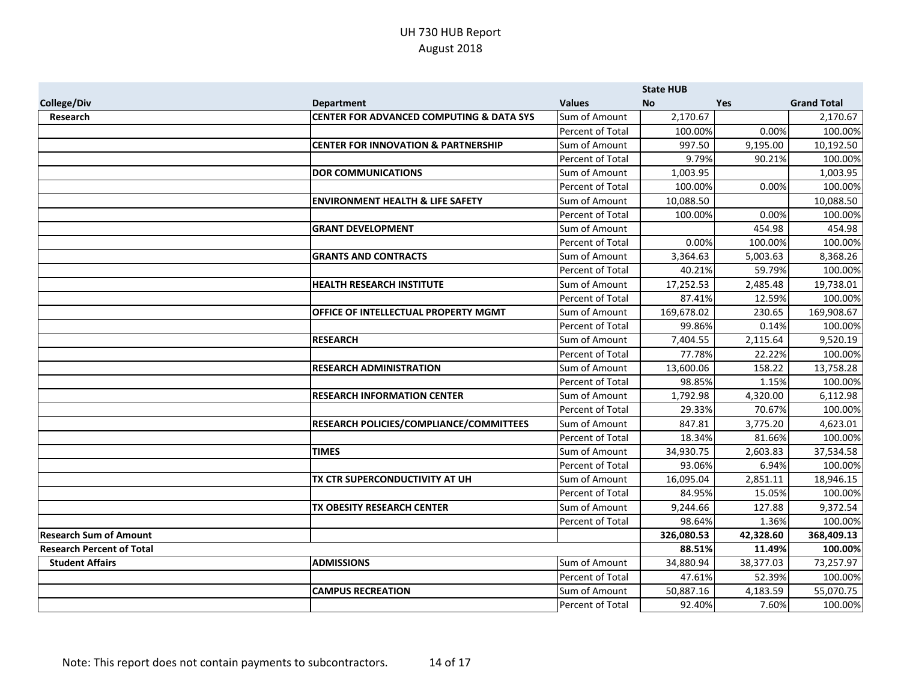# UH 730 HUB Report
August 2018

| College/Div | Department | Values | State HUB No | Yes | Grand Total |
|---|---|---|---|---|---|
| **Research** | **CENTER FOR ADVANCED COMPUTING & DATA SYS** | Sum of Amount | 2,170.67 | | 2,170.67 |
| | | Percent of Total | 100.00% | 0.00% | 100.00% |
| | **CENTER FOR INNOVATION & PARTNERSHIP** | Sum of Amount | 997.50 | 9,195.00 | 10,192.50 |
| | | Percent of Total | 9.79% | 90.21% | 100.00% |
| | **DOR COMMUNICATIONS** | Sum of Amount | 1,003.95 | | 1,003.95 |
| | | Percent of Total | 100.00% | 0.00% | 100.00% |
| | **ENVIRONMENT HEALTH & LIFE SAFETY** | Sum of Amount | 10,088.50 | | 10,088.50 |
| | | Percent of Total | 100.00% | 0.00% | 100.00% |
| | **GRANT DEVELOPMENT** | Sum of Amount | | 454.98 | 454.98 |
| | | Percent of Total | 0.00% | 100.00% | 100.00% |
| | **GRANTS AND CONTRACTS** | Sum of Amount | 3,364.63 | 5,003.63 | 8,368.26 |
| | | Percent of Total | 40.21% | 59.79% | 100.00% |
| | **HEALTH RESEARCH INSTITUTE** | Sum of Amount | 17,252.53 | 2,485.48 | 19,738.01 |
| | | Percent of Total | 87.41% | 12.59% | 100.00% |
| | **OFFICE OF INTELLECTUAL PROPERTY MGMT** | Sum of Amount | 169,678.02 | 230.65 | 169,908.67 |
| | | Percent of Total | 99.86% | 0.14% | 100.00% |
| | **RESEARCH** | Sum of Amount | 7,404.55 | 2,115.64 | 9,520.19 |
| | | Percent of Total | 77.78% | 22.22% | 100.00% |
| | **RESEARCH ADMINISTRATION** | Sum of Amount | 13,600.06 | 158.22 | 13,758.28 |
| | | Percent of Total | 98.85% | 1.15% | 100.00% |
| | **RESEARCH INFORMATION CENTER** | Sum of Amount | 1,792.98 | 4,320.00 | 6,112.98 |
| | | Percent of Total | 29.33% | 70.67% | 100.00% |
| | **RESEARCH POLICIES/COMPLIANCE/COMMITTEES** | Sum of Amount | 847.81 | 3,775.20 | 4,623.01 |
| | | Percent of Total | 18.34% | 81.66% | 100.00% |
| | **TIMES** | Sum of Amount | 34,930.75 | 2,603.83 | 37,534.58 |
| | | Percent of Total | 93.06% | 6.94% | 100.00% |
| | **TX CTR SUPERCONDUCTIVITY AT UH** | Sum of Amount | 16,095.04 | 2,851.11 | 18,946.15 |
| | | Percent of Total | 84.95% | 15.05% | 100.00% |
| | **TX OBESITY RESEARCH CENTER** | Sum of Amount | 9,244.66 | 127.88 | 9,372.54 |
| | | Percent of Total | 98.64% | 1.36% | 100.00% |
| **Research Sum of Amount** | | | **326,080.53** | **42,328.60** | **368,409.13** |
| **Research Percent of Total** | | | **88.51%** | **11.49%** | **100.00%** |
| **Student Affairs** | **ADMISSIONS** | Sum of Amount | 34,880.94 | 38,377.03 | 73,257.97 |
| | | Percent of Total | 47.61% | 52.39% | 100.00% |
| | **CAMPUS RECREATION** | Sum of Amount | 50,887.16 | 4,183.59 | 55,070.75 |
| | | Percent of Total | 92.40% | 7.60% | 100.00% |

Note: This report does not contain payments to subcontractors.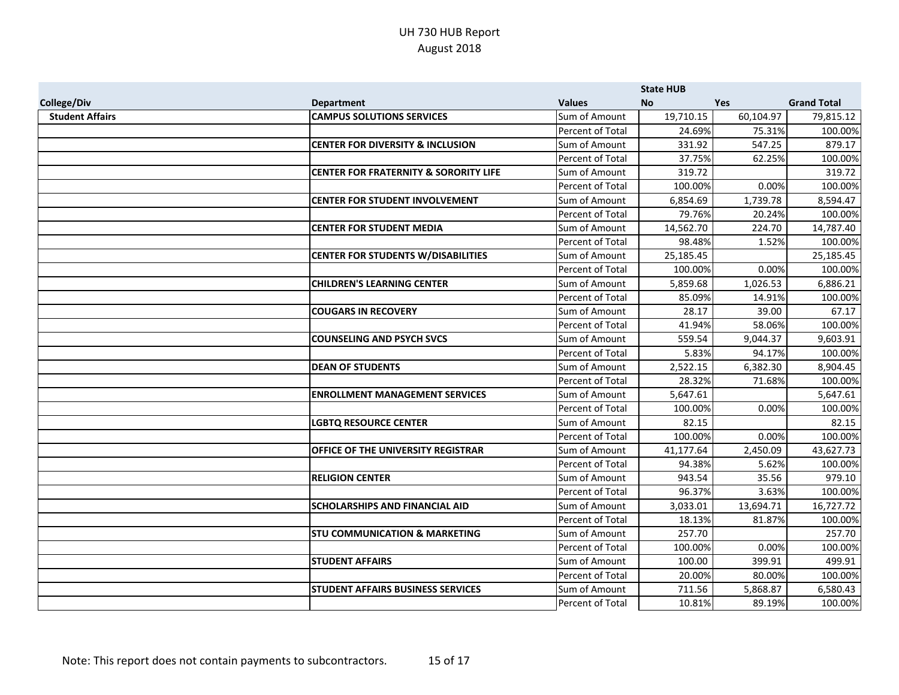UH 730 HUB Report
August 2018

| | | | State HUB | | |
|---|---|---|---|---|---|
| College/Div | Department | Values | No | Yes | Grand Total |
| **Student Affairs** | **CAMPUS SOLUTIONS SERVICES** | Sum of Amount | 19,710.15 | 60,104.97 | 79,815.12 |
| | | Percent of Total | 24.69% | 75.31% | 100.00% |
| | **CENTER FOR DIVERSITY & INCLUSION** | Sum of Amount | 331.92 | 547.25 | 879.17 |
| | | Percent of Total | 37.75% | 62.25% | 100.00% |
| | **CENTER FOR FRATERNITY & SORORITY LIFE** | Sum of Amount | 319.72 | | 319.72 |
| | | Percent of Total | 100.00% | 0.00% | 100.00% |
| | **CENTER FOR STUDENT INVOLVEMENT** | Sum of Amount | 6,854.69 | 1,739.78 | 8,594.47 |
| | | Percent of Total | 79.76% | 20.24% | 100.00% |
| | **CENTER FOR STUDENT MEDIA** | Sum of Amount | 14,562.70 | 224.70 | 14,787.40 |
| | | Percent of Total | 98.48% | 1.52% | 100.00% |
| | **CENTER FOR STUDENTS W/DISABILITIES** | Sum of Amount | 25,185.45 | | 25,185.45 |
| | | Percent of Total | 100.00% | 0.00% | 100.00% |
| | **CHILDREN'S LEARNING CENTER** | Sum of Amount | 5,859.68 | 1,026.53 | 6,886.21 |
| | | Percent of Total | 85.09% | 14.91% | 100.00% |
| | **COUGARS IN RECOVERY** | Sum of Amount | 28.17 | 39.00 | 67.17 |
| | | Percent of Total | 41.94% | 58.06% | 100.00% |
| | **COUNSELING AND PSYCH SVCS** | Sum of Amount | 559.54 | 9,044.37 | 9,603.91 |
| | | Percent of Total | 5.83% | 94.17% | 100.00% |
| | **DEAN OF STUDENTS** | Sum of Amount | 2,522.15 | 6,382.30 | 8,904.45 |
| | | Percent of Total | 28.32% | 71.68% | 100.00% |
| | **ENROLLMENT MANAGEMENT SERVICES** | Sum of Amount | 5,647.61 | | 5,647.61 |
| | | Percent of Total | 100.00% | 0.00% | 100.00% |
| | **LGBTQ RESOURCE CENTER** | Sum of Amount | 82.15 | | 82.15 |
| | | Percent of Total | 100.00% | 0.00% | 100.00% |
| | **OFFICE OF THE UNIVERSITY REGISTRAR** | Sum of Amount | 41,177.64 | 2,450.09 | 43,627.73 |
| | | Percent of Total | 94.38% | 5.62% | 100.00% |
| | **RELIGION CENTER** | Sum of Amount | 943.54 | 35.56 | 979.10 |
| | | Percent of Total | 96.37% | 3.63% | 100.00% |
| | **SCHOLARSHIPS AND FINANCIAL AID** | Sum of Amount | 3,033.01 | 13,694.71 | 16,727.72 |
| | | Percent of Total | 18.13% | 81.87% | 100.00% |
| | **STU COMMUNICATION & MARKETING** | Sum of Amount | 257.70 | | 257.70 |
| | | Percent of Total | 100.00% | 0.00% | 100.00% |
| | **STUDENT AFFAIRS** | Sum of Amount | 100.00 | 399.91 | 499.91 |
| | | Percent of Total | 20.00% | 80.00% | 100.00% |
| | **STUDENT AFFAIRS BUSINESS SERVICES** | Sum of Amount | 711.56 | 5,868.87 | 6,580.43 |
| | | Percent of Total | 10.81% | 89.19% | 100.00% |

Note: This report does not contain payments to subcontractors.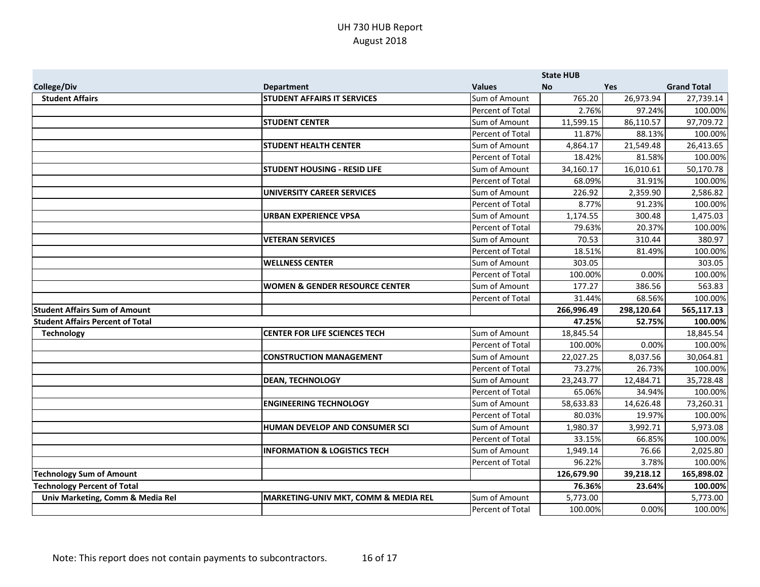# UH 730 HUB Report
## August 2018

| College/Div | Department | Values | State HUB No | Yes | Grand Total |
|---|---|---|---|---|---|
| **Student Affairs** | **STUDENT AFFAIRS IT SERVICES** | Sum of Amount | 765.20 | 26,973.94 | 27,739.14 |
| | | Percent of Total | 2.76% | 97.24% | 100.00% |
| | **STUDENT CENTER** | Sum of Amount | 11,599.15 | 86,110.57 | 97,709.72 |
| | | Percent of Total | 11.87% | 88.13% | 100.00% |
| | **STUDENT HEALTH CENTER** | Sum of Amount | 4,864.17 | 21,549.48 | 26,413.65 |
| | | Percent of Total | 18.42% | 81.58% | 100.00% |
| | **STUDENT HOUSING - RESID LIFE** | Sum of Amount | 34,160.17 | 16,010.61 | 50,170.78 |
| | | Percent of Total | 68.09% | 31.91% | 100.00% |
| | **UNIVERSITY CAREER SERVICES** | Sum of Amount | 226.92 | 2,359.90 | 2,586.82 |
| | | Percent of Total | 8.77% | 91.23% | 100.00% |
| | **URBAN EXPERIENCE VPSA** | Sum of Amount | 1,174.55 | 300.48 | 1,475.03 |
| | | Percent of Total | 79.63% | 20.37% | 100.00% |
| | **VETERAN SERVICES** | Sum of Amount | 70.53 | 310.44 | 380.97 |
| | | Percent of Total | 18.51% | 81.49% | 100.00% |
| | **WELLNESS CENTER** | Sum of Amount | 303.05 | | 303.05 |
| | | Percent of Total | 100.00% | 0.00% | 100.00% |
| | **WOMEN & GENDER RESOURCE CENTER** | Sum of Amount | 177.27 | 386.56 | 563.83 |
| | | Percent of Total | 31.44% | 68.56% | 100.00% |
| **Student Affairs Sum of Amount** | | | **266,996.49** | **298,120.64** | **565,117.13** |
| **Student Affairs Percent of Total** | | | **47.25%** | **52.75%** | **100.00%** |
| **Technology** | **CENTER FOR LIFE SCIENCES TECH** | Sum of Amount | 18,845.54 | | 18,845.54 |
| | | Percent of Total | 100.00% | 0.00% | 100.00% |
| | **CONSTRUCTION MANAGEMENT** | Sum of Amount | 22,027.25 | 8,037.56 | 30,064.81 |
| | | Percent of Total | 73.27% | 26.73% | 100.00% |
| | **DEAN, TECHNOLOGY** | Sum of Amount | 23,243.77 | 12,484.71 | 35,728.48 |
| | | Percent of Total | 65.06% | 34.94% | 100.00% |
| | **ENGINEERING TECHNOLOGY** | Sum of Amount | 58,633.83 | 14,626.48 | 73,260.31 |
| | | Percent of Total | 80.03% | 19.97% | 100.00% |
| | **HUMAN DEVELOP AND CONSUMER SCI** | Sum of Amount | 1,980.37 | 3,992.71 | 5,973.08 |
| | | Percent of Total | 33.15% | 66.85% | 100.00% |
| | **INFORMATION & LOGISTICS TECH** | Sum of Amount | 1,949.14 | 76.66 | 2,025.80 |
| | | Percent of Total | 96.22% | 3.78% | 100.00% |
| **Technology Sum of Amount** | | | **126,679.90** | **39,218.12** | **165,898.02** |
| **Technology Percent of Total** | | | **76.36%** | **23.64%** | **100.00%** |
| **Univ Marketing, Comm & Media Rel** | **MARKETING-UNIV MKT, COMM & MEDIA REL** | Sum of Amount | 5,773.00 | | 5,773.00 |
| | | Percent of Total | 100.00% | 0.00% | 100.00% |

Note: This report does not contain payments to subcontractors.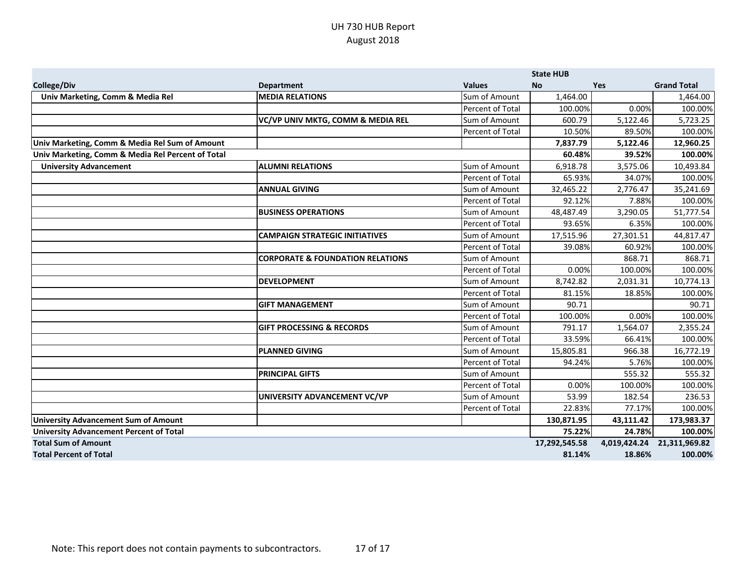# UH 730 HUB Report
## August 2018

| College/Div | Department | Values | State HUB No | Yes | Grand Total |
|---|---|---|---|---|---|
| Univ Marketing, Comm & Media Rel | MEDIA RELATIONS | Sum of Amount | 1,464.00 | | 1,464.00 |
| | | Percent of Total | 100.00% | 0.00% | 100.00% |
| | VC/VP UNIV MKTG, COMM & MEDIA REL | Sum of Amount | 600.79 | 5,122.46 | 5,723.25 |
| | | Percent of Total | 10.50% | 89.50% | 100.00% |
| **Univ Marketing, Comm & Media Rel Sum of Amount** | | | **7,837.79** | **5,122.46** | **12,960.25** |
| **Univ Marketing, Comm & Media Rel Percent of Total** | | | **60.48%** | **39.52%** | **100.00%** |
| University Advancement | ALUMNI RELATIONS | Sum of Amount | 6,918.78 | 3,575.06 | 10,493.84 |
| | | Percent of Total | 65.93% | 34.07% | 100.00% |
| | ANNUAL GIVING | Sum of Amount | 32,465.22 | 2,776.47 | 35,241.69 |
| | | Percent of Total | 92.12% | 7.88% | 100.00% |
| | BUSINESS OPERATIONS | Sum of Amount | 48,487.49 | 3,290.05 | 51,777.54 |
| | | Percent of Total | 93.65% | 6.35% | 100.00% |
| | CAMPAIGN STRATEGIC INITIATIVES | Sum of Amount | 17,515.96 | 27,301.51 | 44,817.47 |
| | | Percent of Total | 39.08% | 60.92% | 100.00% |
| | CORPORATE & FOUNDATION RELATIONS | Sum of Amount | | 868.71 | 868.71 |
| | | Percent of Total | 0.00% | 100.00% | 100.00% |
| | DEVELOPMENT | Sum of Amount | 8,742.82 | 2,031.31 | 10,774.13 |
| | | Percent of Total | 81.15% | 18.85% | 100.00% |
| | GIFT MANAGEMENT | Sum of Amount | 90.71 | | 90.71 |
| | | Percent of Total | 100.00% | 0.00% | 100.00% |
| | GIFT PROCESSING & RECORDS | Sum of Amount | 791.17 | 1,564.07 | 2,355.24 |
| | | Percent of Total | 33.59% | 66.41% | 100.00% |
| | PLANNED GIVING | Sum of Amount | 15,805.81 | 966.38 | 16,772.19 |
| | | Percent of Total | 94.24% | 5.76% | 100.00% |
| | PRINCIPAL GIFTS | Sum of Amount | | 555.32 | 555.32 |
| | | Percent of Total | 0.00% | 100.00% | 100.00% |
| | UNIVERSITY ADVANCEMENT VC/VP | Sum of Amount | 53.99 | 182.54 | 236.53 |
| | | Percent of Total | 22.83% | 77.17% | 100.00% |
| **University Advancement Sum of Amount** | | | **130,871.95** | **43,111.42** | **173,983.37** |
| **University Advancement Percent of Total** | | | **75.22%** | **24.78%** | **100.00%** |
| **Total Sum of Amount** | | | **17,292,545.58** | **4,019,424.24** | **21,311,969.82** |
| **Total Percent of Total** | | | **81.14%** | **18.86%** | **100.00%** |

Note: This report does not contain payments to subcontractors.